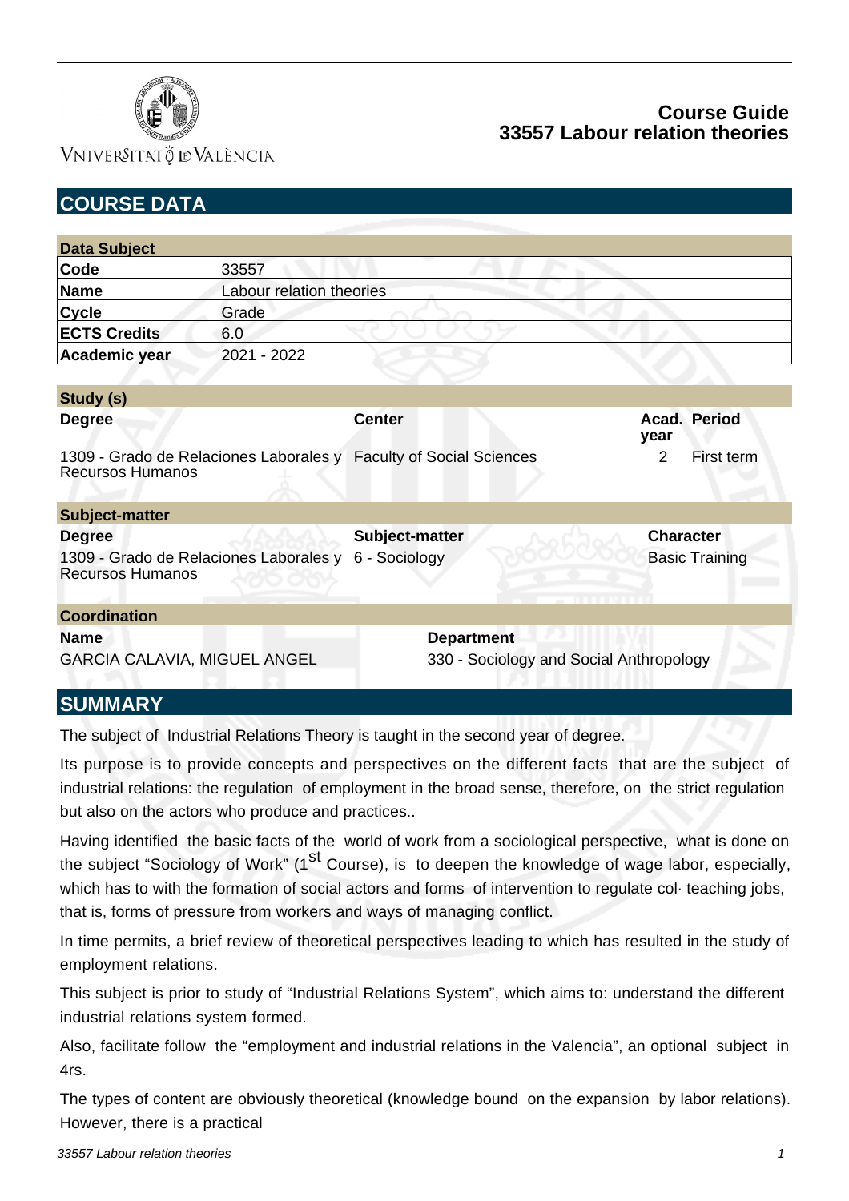Course Guide
33557 Labour relation theories

## COURSE DATA

| Data Subject | |
|---|---|
| Code | 33557 |
| Name | Labour relation theories |
| Cycle | Grade |
| ECTS Credits | 6.0 |
| Academic year | 2021 - 2022 |

**Study (s)**

| Degree | Center | Acad. year | Period |
|---|---|---|---|
| 1309 - Grado de Relaciones Laborales y Recursos Humanos | Faculty of Social Sciences | 2 | First term |

**Subject-matter**

| Degree | Subject-matter | Character |
|---|---|---|
| 1309 - Grado de Relaciones Laborales y Recursos Humanos | 6 - Sociology | Basic Training |

**Coordination**

| Name | Department |
|---|---|
| GARCIA CALAVIA, MIGUEL ANGEL | 330 - Sociology and Social Anthropology |

## SUMMARY

The subject of Industrial Relations Theory is taught in the second year of degree.

Its purpose is to provide concepts and perspectives on the different facts that are the subject of industrial relations: the regulation of employment in the broad sense, therefore, on the strict regulation but also on the actors who produce and practices..

Having identified the basic facts of the world of work from a sociological perspective, what is done on the subject "Sociology of Work" (1st Course), is to deepen the knowledge of wage labor, especially, which has to with the formation of social actors and forms of intervention to regulate col· teaching jobs, that is, forms of pressure from workers and ways of managing conflict.

In time permits, a brief review of theoretical perspectives leading to which has resulted in the study of employment relations.

This subject is prior to study of "Industrial Relations System", which aims to: understand the different industrial relations system formed.

Also, facilitate follow the "employment and industrial relations in the Valencia", an optional subject in 4rs.

The types of content are obviously theoretical (knowledge bound on the expansion by labor relations). However, there is a practical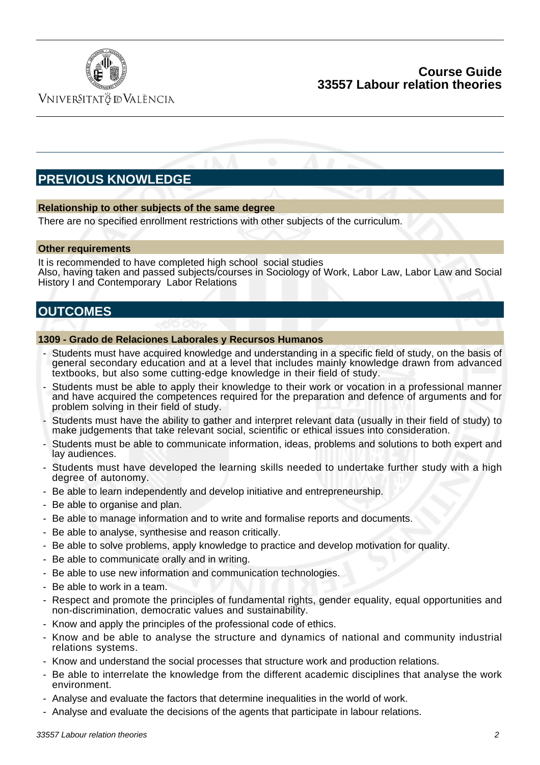## PREVIOUS KNOWLEDGE

### Relationship to other subjects of the same degree

There are no specified enrollment restrictions with other subjects of the curriculum.

### Other requirements

It is recommended to have completed high school social studies
Also, having taken and passed subjects/courses in Sociology of Work, Labor Law, Labor Law and Social History I and Contemporary Labor Relations

## OUTCOMES

### 1309 - Grado de Relaciones Laborales y Recursos Humanos

- Students must have acquired knowledge and understanding in a specific field of study, on the basis of general secondary education and at a level that includes mainly knowledge drawn from advanced textbooks, but also some cutting-edge knowledge in their field of study.
- Students must be able to apply their knowledge to their work or vocation in a professional manner and have acquired the competences required for the preparation and defence of arguments and for problem solving in their field of study.
- Students must have the ability to gather and interpret relevant data (usually in their field of study) to make judgements that take relevant social, scientific or ethical issues into consideration.
- Students must be able to communicate information, ideas, problems and solutions to both expert and lay audiences.
- Students must have developed the learning skills needed to undertake further study with a high degree of autonomy.
- Be able to learn independently and develop initiative and entrepreneurship.
- Be able to organise and plan.
- Be able to manage information and to write and formalise reports and documents.
- Be able to analyse, synthesise and reason critically.
- Be able to solve problems, apply knowledge to practice and develop motivation for quality.
- Be able to communicate orally and in writing.
- Be able to use new information and communication technologies.
- Be able to work in a team.
- Respect and promote the principles of fundamental rights, gender equality, equal opportunities and non-discrimination, democratic values and sustainability.
- Know and apply the principles of the professional code of ethics.
- Know and be able to analyse the structure and dynamics of national and community industrial relations systems.
- Know and understand the social processes that structure work and production relations.
- Be able to interrelate the knowledge from the different academic disciplines that analyse the work environment.
- Analyse and evaluate the factors that determine inequalities in the world of work.
- Analyse and evaluate the decisions of the agents that participate in labour relations.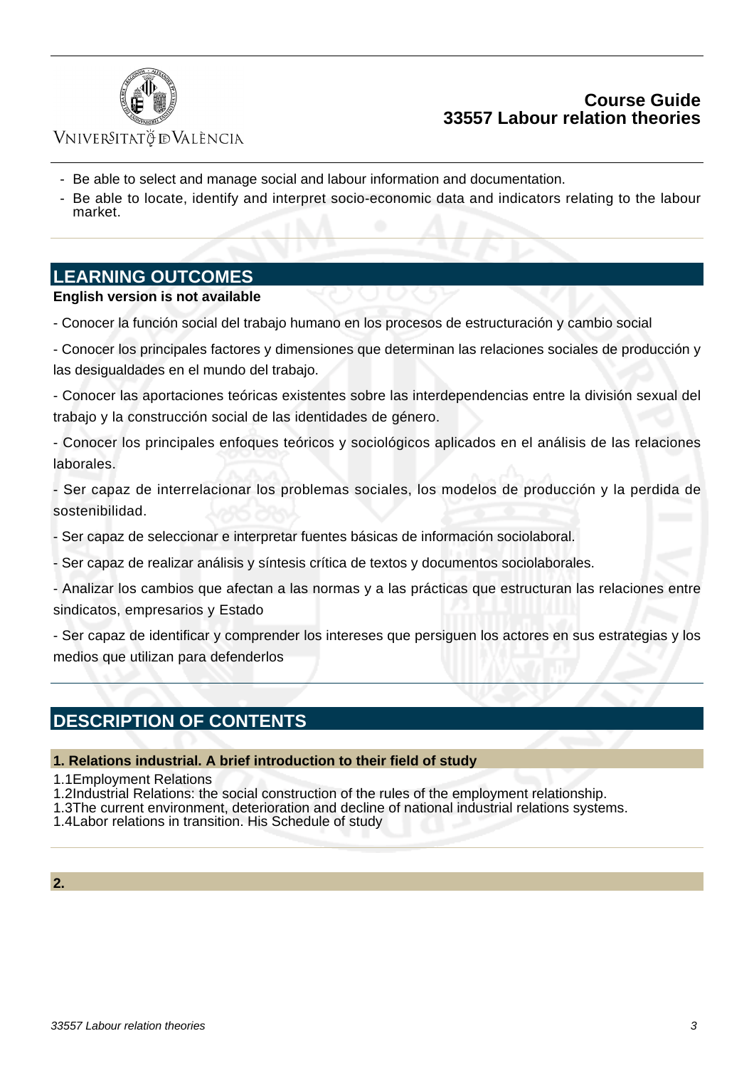- Be able to select and manage social and labour information and documentation.
- Be able to locate, identify and interpret socio-economic data and indicators relating to the labour market.

## LEARNING OUTCOMES

**English version is not available**

- Conocer la función social del trabajo humano en los procesos de estructuración y cambio social

- Conocer los principales factores y dimensiones que determinan las relaciones sociales de producción y las desigualdades en el mundo del trabajo.

- Conocer las aportaciones teóricas existentes sobre las interdependencias entre la división sexual del trabajo y la construcción social de las identidades de género.

- Conocer los principales enfoques teóricos y sociológicos aplicados en el análisis de las relaciones laborales.

- Ser capaz de interrelacionar los problemas sociales, los modelos de producción y la perdida de sostenibilidad.

- Ser capaz de seleccionar e interpretar fuentes básicas de información sociolaboral.

- Ser capaz de realizar análisis y síntesis crítica de textos y documentos sociolaborales.

- Analizar los cambios que afectan a las normas y a las prácticas que estructuran las relaciones entre sindicatos, empresarios y Estado

- Ser capaz de identificar y comprender los intereses que persiguen los actores en sus estrategias y los medios que utilizan para defenderlos

## DESCRIPTION OF CONTENTS

### 1. Relations industrial. A brief introduction to their field of study

1.1Employment Relations
1.2Industrial Relations: the social construction of the rules of the employment relationship.
1.3The current environment, deterioration and decline of national industrial relations systems.
1.4Labor relations in transition. His Schedule of study

### 2.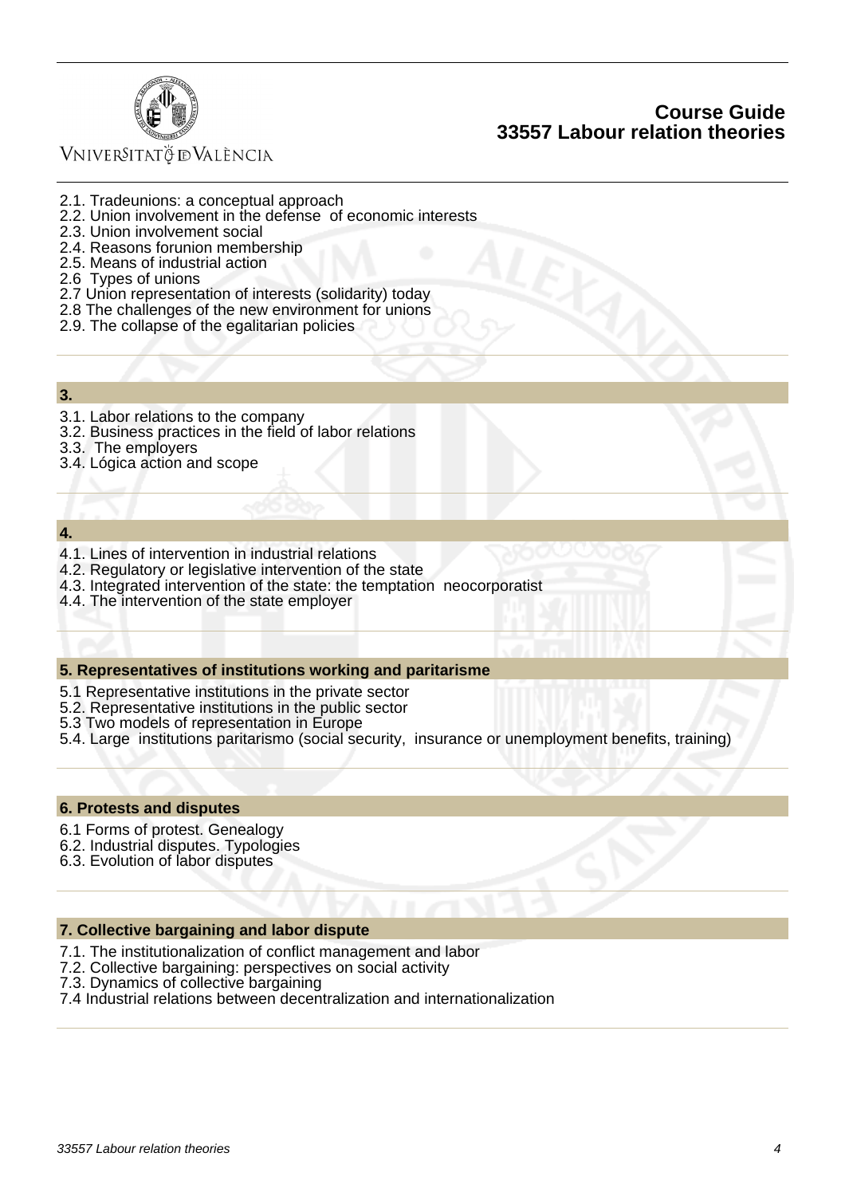2.1. Tradeunions: a conceptual approach
2.2. Union involvement in the defense of economic interests
2.3. Union involvement social
2.4. Reasons forunion membership
2.5. Means of industrial action
2.6 Types of unions
2.7 Union representation of interests (solidarity) today
2.8 The challenges of the new environment for unions
2.9. The collapse of the egalitarian policies

### 3.

3.1. Labor relations to the company
3.2. Business practices in the field of labor relations
3.3. The employers
3.4. Lógica action and scope

### 4.

4.1. Lines of intervention in industrial relations
4.2. Regulatory or legislative intervention of the state
4.3. Integrated intervention of the state: the temptation neocorporatist
4.4. The intervention of the state employer

### 5. Representatives of institutions working and paritarisme

5.1 Representative institutions in the private sector
5.2. Representative institutions in the public sector
5.3 Two models of representation in Europe
5.4. Large institutions paritarismo (social security, insurance or unemployment benefits, training)

### 6. Protests and disputes

6.1 Forms of protest. Genealogy
6.2. Industrial disputes. Typologies
6.3. Evolution of labor disputes

### 7. Collective bargaining and labor dispute

7.1. The institutionalization of conflict management and labor
7.2. Collective bargaining: perspectives on social activity
7.3. Dynamics of collective bargaining
7.4 Industrial relations between decentralization and internationalization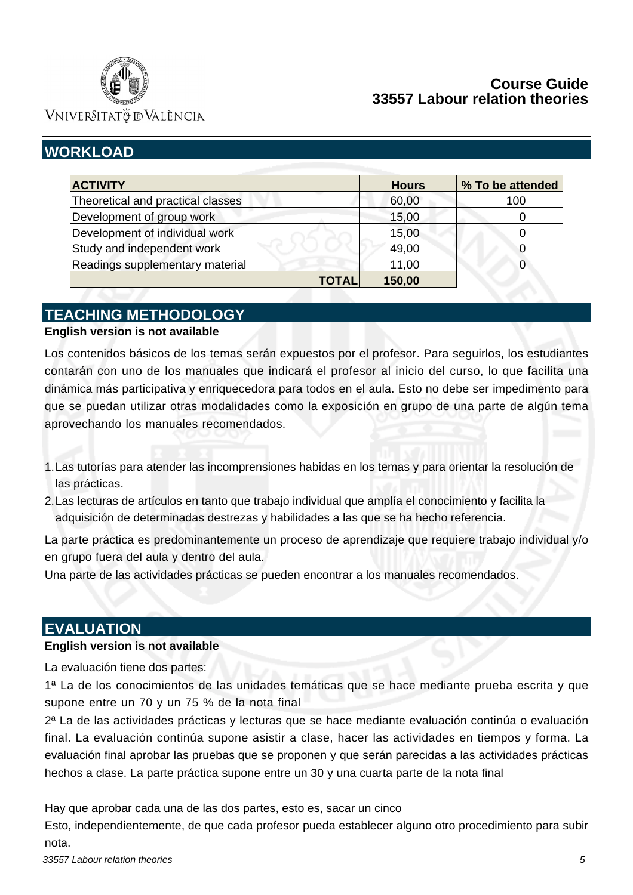## WORKLOAD

| ACTIVITY | Hours | % To be attended |
|---|---|---|
| Theoretical and practical classes | 60,00 | 100 |
| Development of group work | 15,00 | 0 |
| Development of individual work | 15,00 | 0 |
| Study and independent work | 49,00 | 0 |
| Readings supplementary material | 11,00 | 0 |
| **TOTAL** | **150,00** | |

## TEACHING METHODOLOGY

**English version is not available**

Los contenidos básicos de los temas serán expuestos por el profesor. Para seguirlos, los estudiantes contarán con uno de los manuales que indicará el profesor al inicio del curso, lo que facilita una dinámica más participativa y enriquecedora para todos en el aula. Esto no debe ser impedimento para que se puedan utilizar otras modalidades como la exposición en grupo de una parte de algún tema aprovechando los manuales recomendados.

1. Las tutorías para atender las incomprensiones habidas en los temas y para orientar la resolución de las prácticas.
2. Las lecturas de artículos en tanto que trabajo individual que amplía el conocimiento y facilita la adquisición de determinadas destrezas y habilidades a las que se ha hecho referencia.

La parte práctica es predominantemente un proceso de aprendizaje que requiere trabajo individual y/o en grupo fuera del aula y dentro del aula.

Una parte de las actividades prácticas se pueden encontrar a los manuales recomendados.

## EVALUATION

**English version is not available**

La evaluación tiene dos partes:

1ª La de los conocimientos de las unidades temáticas que se hace mediante prueba escrita y que supone entre un 70 y un 75 % de la nota final

2ª La de las actividades prácticas y lecturas que se hace mediante evaluación contínua o evaluación final. La evaluación contínua supone asistir a clase, hacer las actividades en tiempos y forma. La evaluación final aprobar las pruebas que se proponen y que serán parecidas a las actividades prácticas hechos a clase. La parte práctica supone entre un 30 y una cuarta parte de la nota final

Hay que aprobar cada una de las dos partes, esto es, sacar un cinco

Esto, independientemente, de que cada profesor pueda establecer alguno otro procedimiento para subir nota.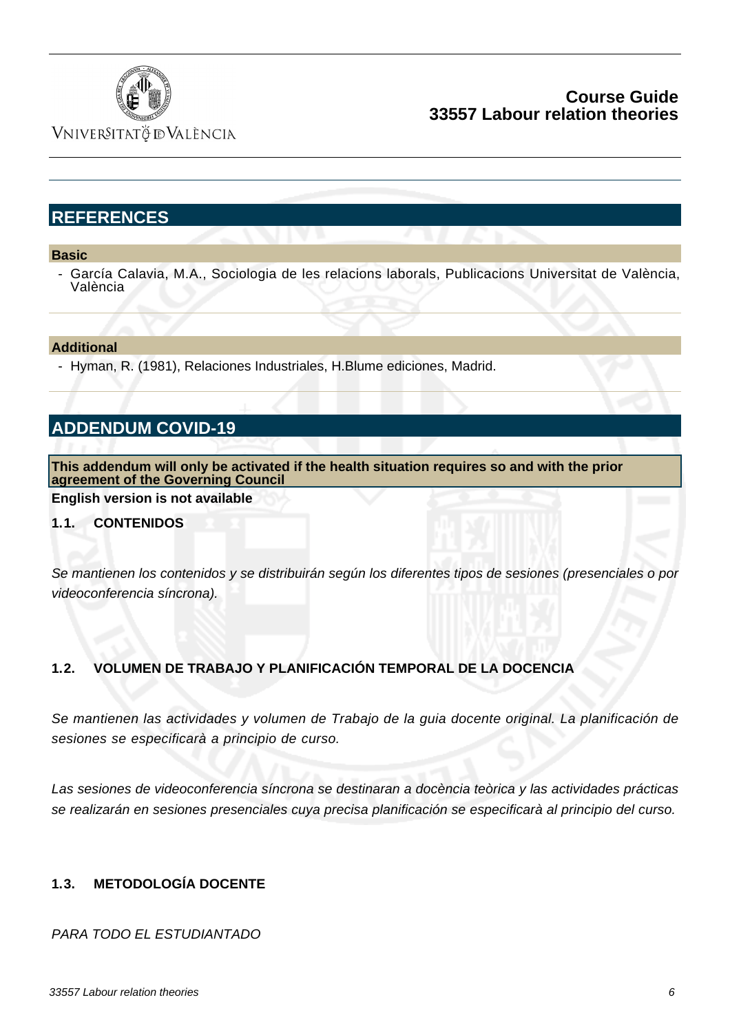## REFERENCES

### Basic

- García Calavia, M.A., Sociologia de les relacions laborals, Publicacions Universitat de València, València

### Additional

- Hyman, R. (1981), Relaciones Industriales, H.Blume ediciones, Madrid.

## ADDENDUM COVID-19

**This addendum will only be activated if the health situation requires so and with the prior agreement of the Governing Council**

**English version is not available**

### 1.1. CONTENIDOS

*Se mantienen los contenidos y se distribuirán según los diferentes tipos de sesiones (presenciales o por videoconferencia síncrona).*

### 1.2. VOLUMEN DE TRABAJO Y PLANIFICACIÓN TEMPORAL DE LA DOCENCIA

*Se mantienen las actividades y volumen de Trabajo de la guia docente original. La planificación de sesiones se especificarà a principio de curso.*

*Las sesiones de videoconferencia síncrona se destinaran a docència teòrica y las actividades prácticas se realizarán en sesiones presenciales cuya precisa planificación se especificarà al principio del curso.*

### 1.3. METODOLOGÍA DOCENTE

*PARA TODO EL ESTUDIANTADO*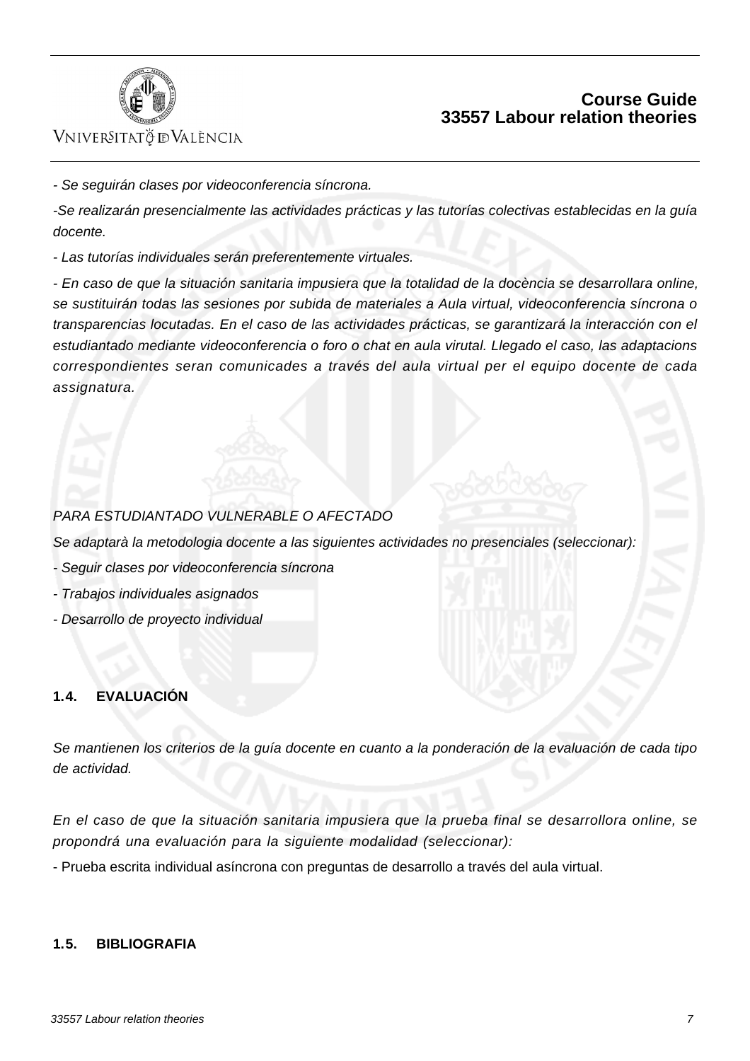*- Se seguirán clases por videoconferencia síncrona.*

*-Se realizarán presencialmente las actividades prácticas y las tutorías colectivas establecidas en la guía docente.*

*- Las tutorías individuales serán preferentemente virtuales.*

*- En caso de que la situación sanitaria impusiera que la totalidad de la docència se desarrollara online, se sustituirán todas las sesiones por subida de materiales a Aula virtual, videoconferencia síncrona o transparencias locutadas. En el caso de las actividades prácticas, se garantizará la interacción con el estudiantado mediante videoconferencia o foro o chat en aula virutal. Llegado el caso, las adaptacions correspondientes seran comunicades a través del aula virtual per el equipo docente de cada assignatura.*

*PARA ESTUDIANTADO VULNERABLE O AFECTADO*

*Se adaptarà la metodologia docente a las siguientes actividades no presenciales (seleccionar):*

*- Seguir clases por videoconferencia síncrona*

*- Trabajos individuales asignados*

*- Desarrollo de proyecto individual*

## 1.4. EVALUACIÓN

*Se mantienen los criterios de la guía docente en cuanto a la ponderación de la evaluación de cada tipo de actividad.*

*En el caso de que la situación sanitaria impusiera que la prueba final se desarrollora online, se propondrá una evaluación para la siguiente modalidad (seleccionar):*

- Prueba escrita individual asíncrona con preguntas de desarrollo a través del aula virtual.

## 1.5. BIBLIOGRAFIA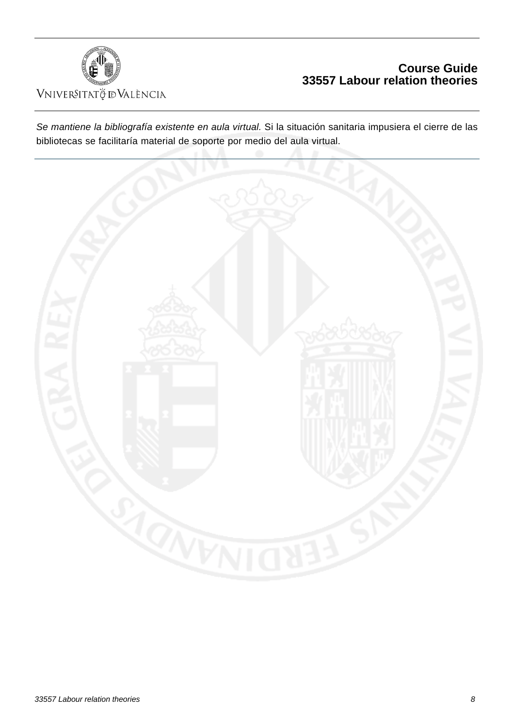*Se mantiene la bibliografía existente en aula virtual.* Si la situación sanitaria impusiera el cierre de las bibliotecas se facilitaría material de soporte por medio del aula virtual.